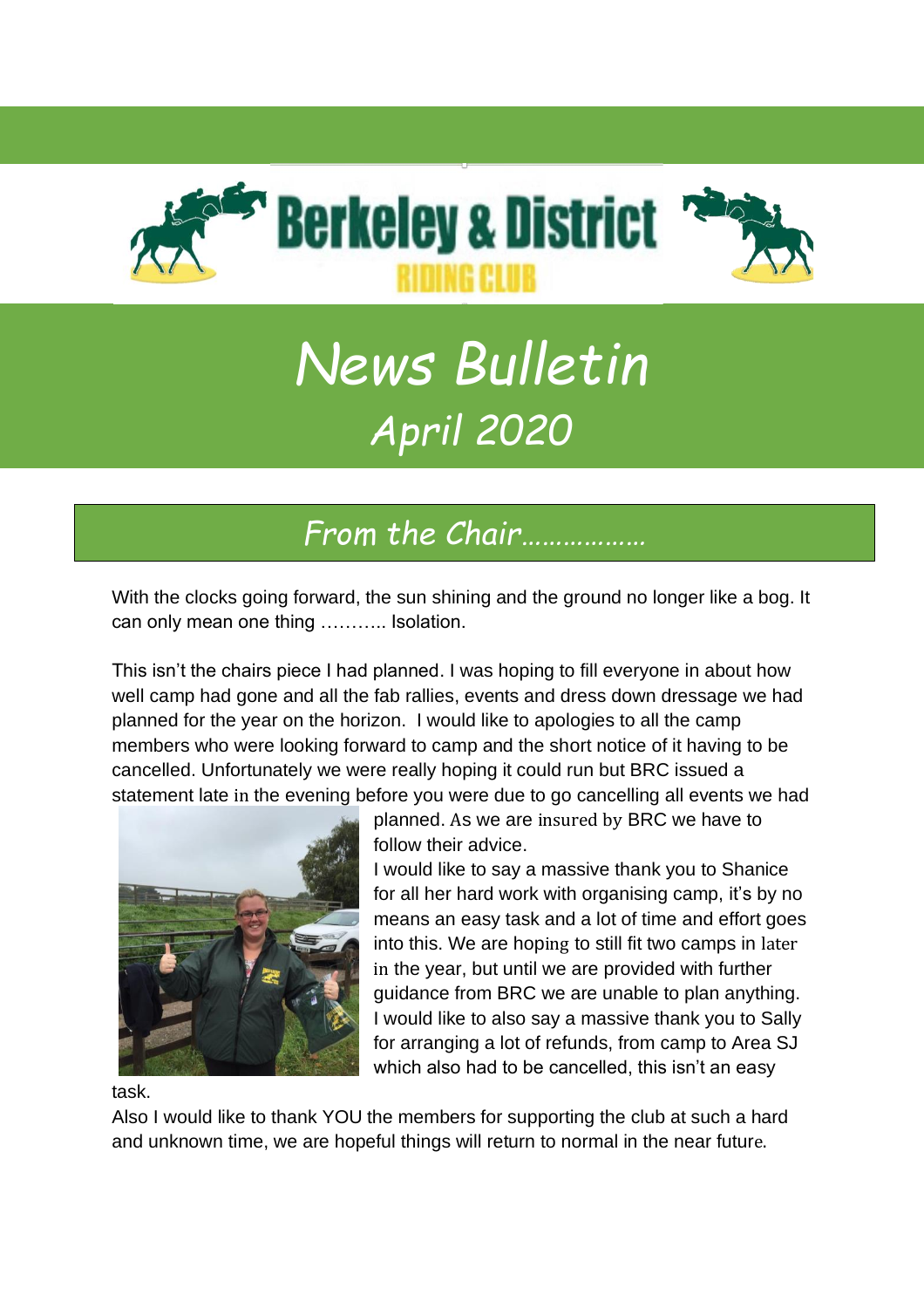# Berkeley & District

RIDING CLUB

# *News Bulletin*

## *April 2020*

## *From the Chair………………*

With the clocks going forward, the sun shining and the ground no longer like a bog. It can only mean one thing ……….. Isolation.

This isn't the chairs piece I had planned. I was hoping to fill everyone in about how well camp had gone and all the fab rallies, events and dress down dressage we had planned for the year on the horizon. I would like to apologies to all the camp members who were looking forward to camp and the short notice of it having to be cancelled. Unfortunately we were really hoping it could run but BRC issued a statement late in the evening before you were due to go cancelling all events we had planned. As we are insured by BRC we have to follow their advice.

I would like to say a massive thank you to Shanice for all her hard work with organising camp, it's by no means an easy task and a lot of time and effort goes into this. We are hoping to still fit two camps in later in the year, but until we are provided with further guidance from BRC we are unable to plan anything. I would like to also say a massive thank you to Sally for arranging a lot of refunds, from camp to Area SJ which also had to be cancelled, this isn't an easy task.

Also I would like to thank YOU the members for supporting the club at such a hard and unknown time, we are hopeful things will return to normal in the near future.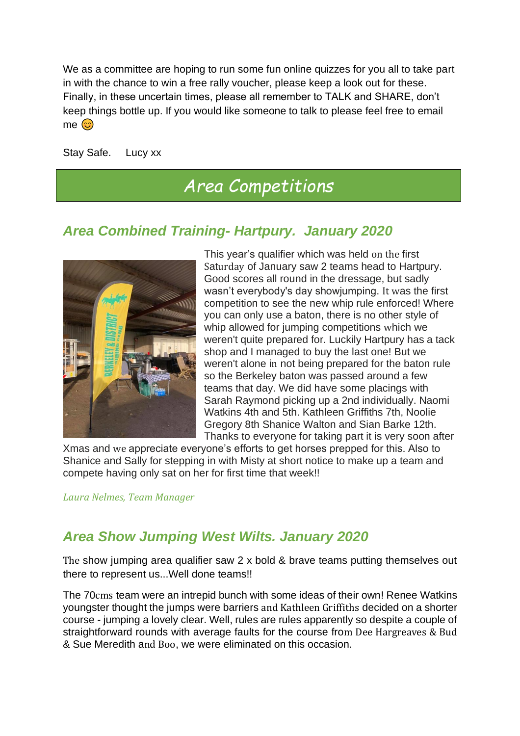We as a committee are hoping to run some fun online quizzes for you all to take part in with the chance to win a free rally voucher, please keep a look out for these. Finally, in these uncertain times, please all remember to TALK and SHARE, don't keep things bottle up. If you would like someone to talk to please feel free to email me 😊

Stay Safe.     Lucy xx

# Area Competitions

## *Area Combined Training- Hartpury.  January 2020*

This year's qualifier which was held on the first Saturday of January saw 2 teams head to Hartpury. Good scores all round in the dressage, but sadly wasn't everybody's day showjumping. It was the first competition to see the new whip rule enforced! Where you can only use a baton, there is no other style of whip allowed for jumping competitions which we weren't quite prepared for. Luckily Hartpury has a tack shop and I managed to buy the last one! But we weren't alone in not being prepared for the baton rule so the Berkeley baton was passed around a few teams that day. We did have some placings with Sarah Raymond picking up a 2nd individually. Naomi Watkins 4th and 5th. Kathleen Griffiths 7th, Noolie Gregory 8th Shanice Walton and Sian Barke 12th. Thanks to everyone for taking part it is very soon after Xmas and we appreciate everyone's efforts to get horses prepped for this. Also to Shanice and Sally for stepping in with Misty at short notice to make up a team and compete having only sat on her for first time that week!!

*Laura Nelmes, Team Manager*

## *Area Show Jumping West Wilts. January 2020*

The show jumping area qualifier saw 2 x bold & brave teams putting themselves out there to represent us...Well done teams!!

The 70cms team were an intrepid bunch with some ideas of their own! Renee Watkins youngster thought the jumps were barriers and Kathleen Griffiths decided on a shorter course - jumping a lovely clear. Well, rules are rules apparently so despite a couple of straightforward rounds with average faults for the course from Dee Hargreaves & Bud & Sue Meredith and Boo, we were eliminated on this occasion.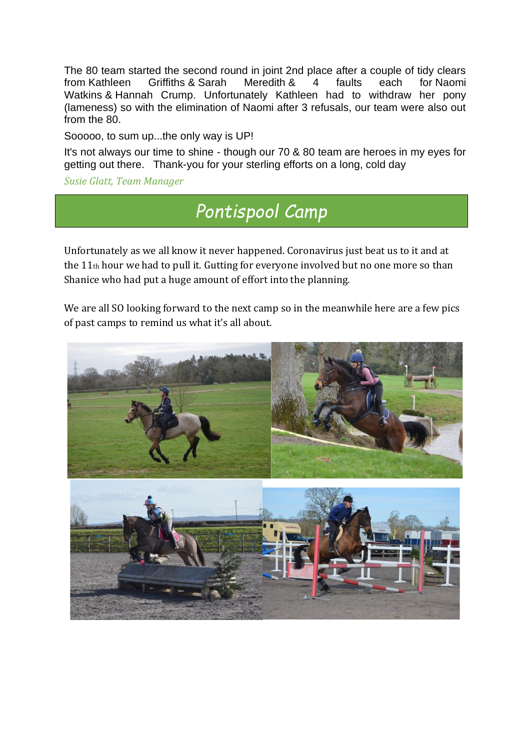The 80 team started the second round in joint 2nd place after a couple of tidy clears from Kathleen Griffiths & Sarah Meredith & 4 faults each for Naomi Watkins & Hannah Crump. Unfortunately Kathleen had to withdraw her pony (lameness) so with the elimination of Naomi after 3 refusals, our team were also out from the 80.

Sooooo, to sum up...the only way is UP!

It's not always our time to shine - though our 70 & 80 team are heroes in my eyes for getting out there. Thank-you for your sterling efforts on a long, cold day

*Susie Glatt, Team Manager*

## Pontispool Camp

Unfortunately as we all know it never happened. Coronavirus just beat us to it and at the 11th hour we had to pull it. Gutting for everyone involved but no one more so than Shanice who had put a huge amount of effort into the planning.

We are all SO looking forward to the next camp so in the meanwhile here are a few pics of past camps to remind us what it's all about.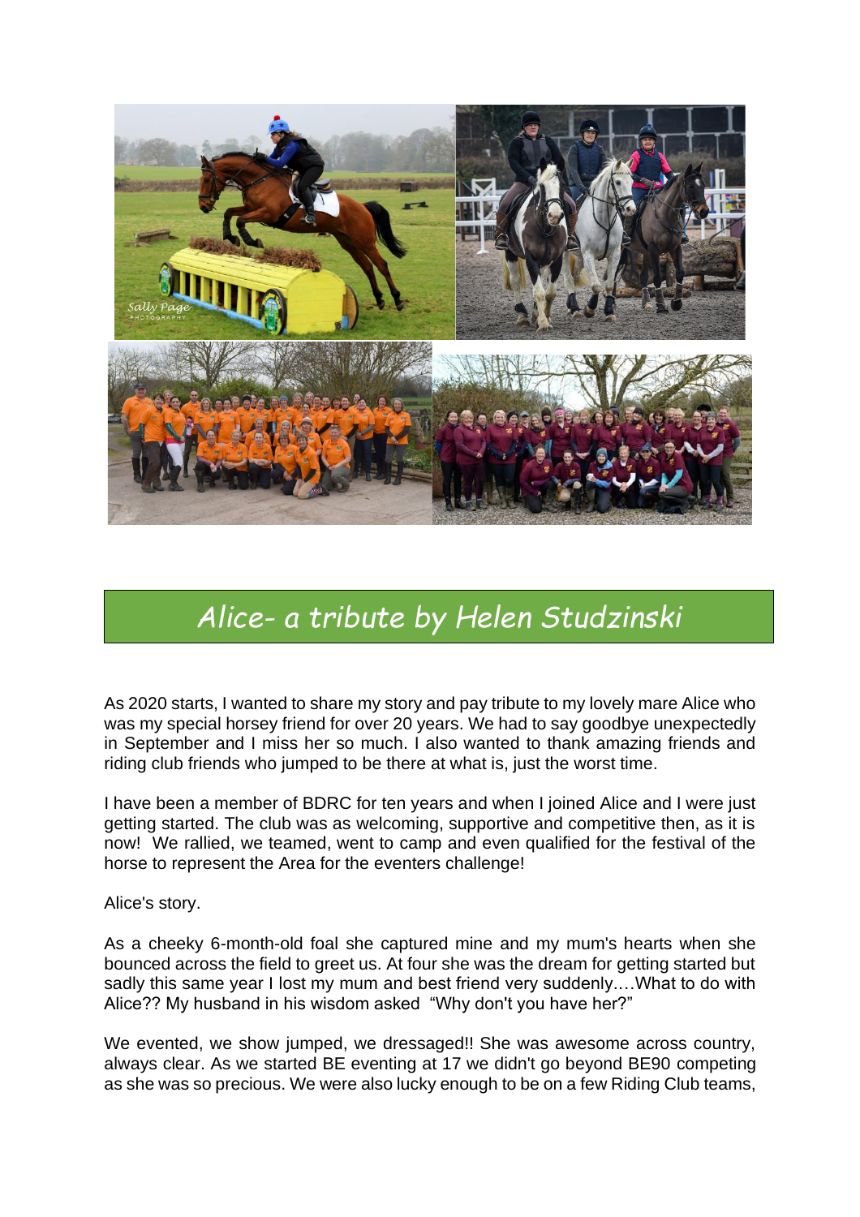# Alice- a tribute by Helen Studzinski

As 2020 starts, I wanted to share my story and pay tribute to my lovely mare Alice who was my special horsey friend for over 20 years. We had to say goodbye unexpectedly in September and I miss her so much. I also wanted to thank amazing friends and riding club friends who jumped to be there at what is, just the worst time.

I have been a member of BDRC for ten years and when I joined Alice and I were just getting started. The club was as welcoming, supportive and competitive then, as it is now! We rallied, we teamed, went to camp and even qualified for the festival of the horse to represent the Area for the eventers challenge!

Alice's story.

As a cheeky 6-month-old foal she captured mine and my mum's hearts when she bounced across the field to greet us. At four she was the dream for getting started but sadly this same year I lost my mum and best friend very suddenly….What to do with Alice?? My husband in his wisdom asked "Why don't you have her?"

We evented, we show jumped, we dressaged!! She was awesome across country, always clear. As we started BE eventing at 17 we didn't go beyond BE90 competing as she was so precious. We were also lucky enough to be on a few Riding Club teams,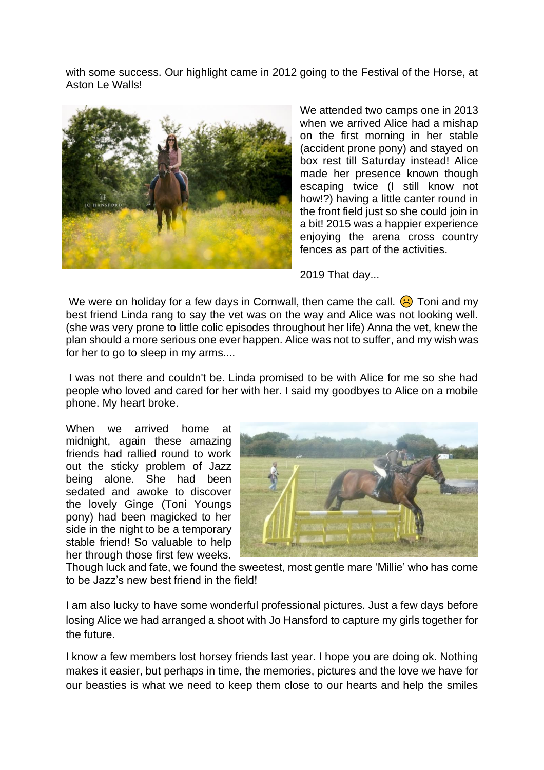with some success. Our highlight came in 2012 going to the Festival of the Horse, at Aston Le Walls!

We attended two camps one in 2013 when we arrived Alice had a mishap on the first morning in her stable (accident prone pony) and stayed on box rest till Saturday instead! Alice made her presence known though escaping twice (I still know not how!?) having a little canter round in the front field just so she could join in a bit! 2015 was a happier experience enjoying the arena cross country fences as part of the activities.

2019 That day...

We were on holiday for a few days in Cornwall, then came the call. ☹ Toni and my best friend Linda rang to say the vet was on the way and Alice was not looking well. (she was very prone to little colic episodes throughout her life) Anna the vet, knew the plan should a more serious one ever happen. Alice was not to suffer, and my wish was for her to go to sleep in my arms....

I was not there and couldn't be. Linda promised to be with Alice for me so she had people who loved and cared for her with her. I said my goodbyes to Alice on a mobile phone. My heart broke.

When we arrived home at midnight, again these amazing friends had rallied round to work out the sticky problem of Jazz being alone. She had been sedated and awoke to discover the lovely Ginge (Toni Youngs pony) had been magicked to her side in the night to be a temporary stable friend! So valuable to help her through those first few weeks. Though luck and fate, we found the sweetest, most gentle mare 'Millie' who has come to be Jazz's new best friend in the field!

I am also lucky to have some wonderful professional pictures. Just a few days before losing Alice we had arranged a shoot with Jo Hansford to capture my girls together for the future.

I know a few members lost horsey friends last year. I hope you are doing ok. Nothing makes it easier, but perhaps in time, the memories, pictures and the love we have for our beasties is what we need to keep them close to our hearts and help the smiles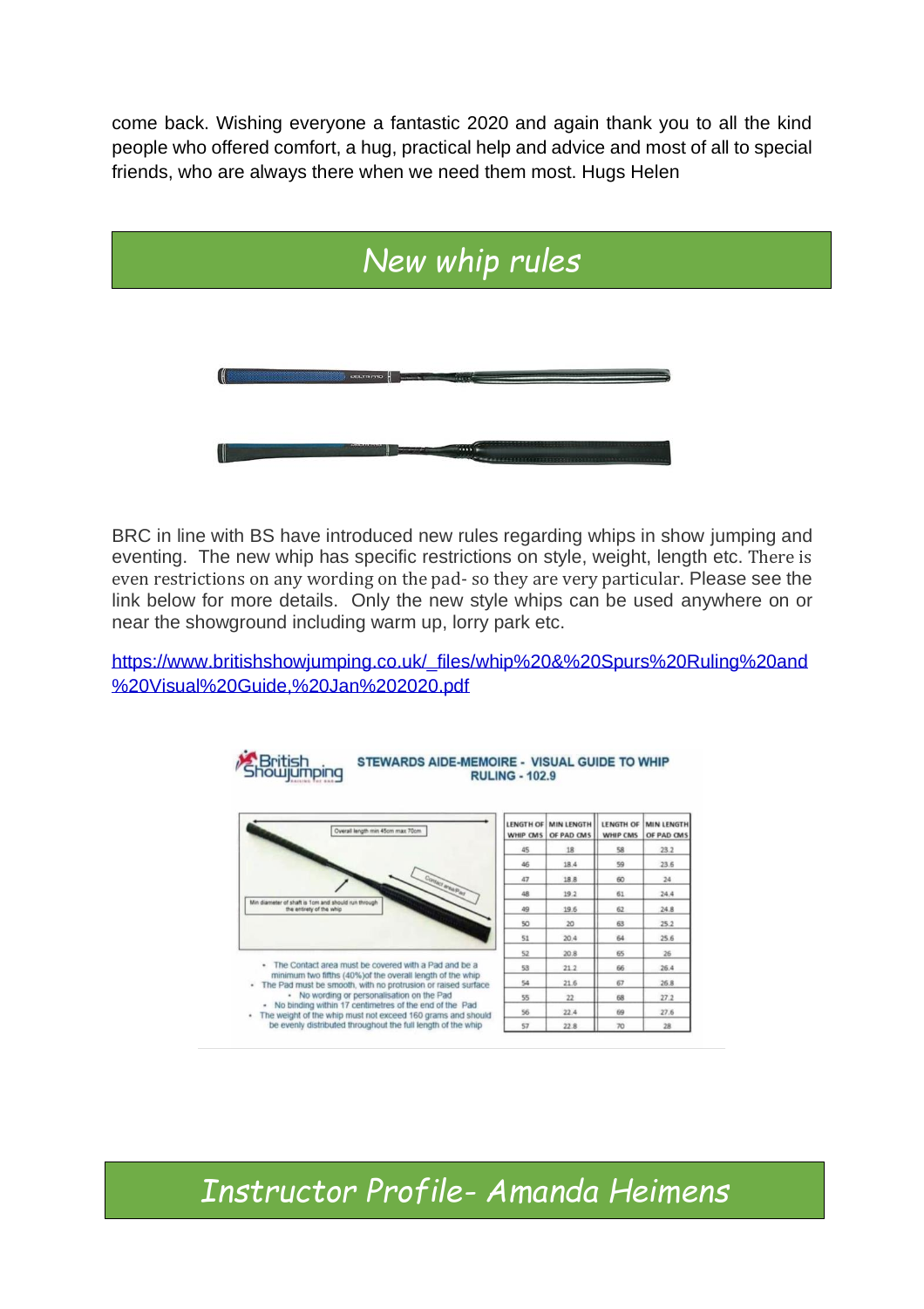come back. Wishing everyone a fantastic 2020 and again thank you to all the kind people who offered comfort, a hug, practical help and advice and most of all to special friends, who are always there when we need them most. Hugs Helen

## New whip rules

BRC in line with BS have introduced new rules regarding whips in show jumping and eventing. The new whip has specific restrictions on style, weight, length etc. There is even restrictions on any wording on the pad- so they are very particular. Please see the link below for more details. Only the new style whips can be used anywhere on or near the showground including warm up, lorry park etc.

https://www.britishshowjumping.co.uk/_files/whip%20&%20Spurs%20Ruling%20and%20Visual%20Guide,%20Jan%202020.pdf

British Showjumping

STEWARDS AIDE-MEMOIRE - VISUAL GUIDE TO WHIP RULING - 102.9

Overall length min 45cm max 70cm

Contact area/Pad

Min diameter of shaft is 1cm and should run through the entirety of the whip

- The Contact area must be covered with a Pad and be a minimum two fifths (40%) of the overall length of the whip
- The Pad must be smooth, with no protrusion or raised surface
- No wording or personalisation on the Pad
- No binding within 17 centimetres of the end of the Pad
- The weight of the whip must not exceed 160 grams and should be evenly distributed throughout the full length of the whip

| LENGTH OF WHIP CMS | MIN LENGTH OF PAD CMS | LENGTH OF WHIP CMS | MIN LENGTH OF PAD CMS |
|---|---|---|---|
| 45 | 18 | 58 | 23.2 |
| 46 | 18.4 | 59 | 23.6 |
| 47 | 18.8 | 60 | 24 |
| 48 | 19.2 | 61 | 24.4 |
| 49 | 19.6 | 62 | 24.8 |
| 50 | 20 | 63 | 25.2 |
| 51 | 20.4 | 64 | 25.6 |
| 52 | 20.8 | 65 | 26 |
| 53 | 21.2 | 66 | 26.4 |
| 54 | 21.6 | 67 | 26.8 |
| 55 | 22 | 68 | 27.2 |
| 56 | 22.4 | 69 | 27.6 |
| 57 | 22.8 | 70 | 28 |

## Instructor Profile- Amanda Heimens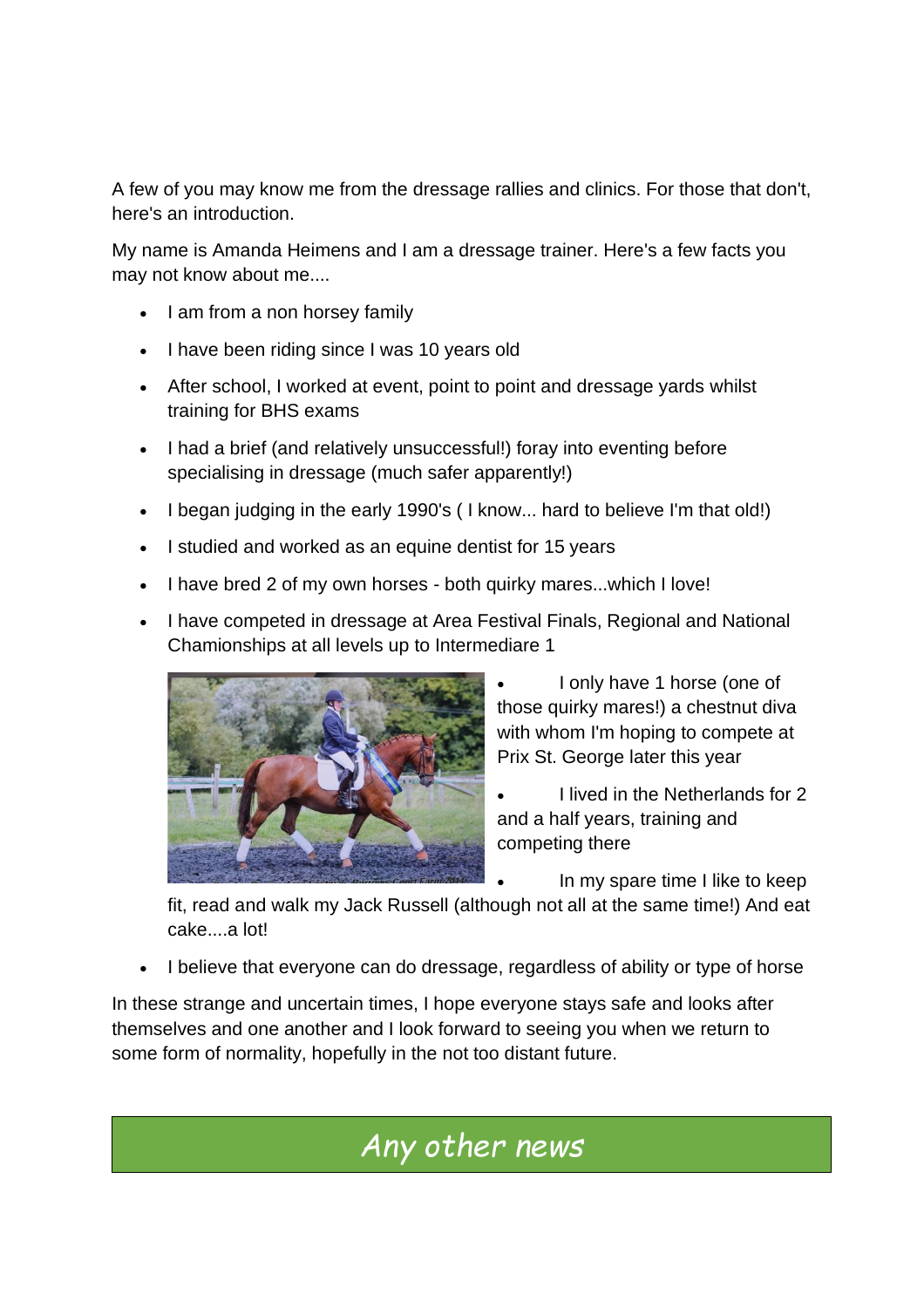A few of you may know me from the dressage rallies and clinics. For those that don't, here's an introduction.

My name is Amanda Heimens and I am a dressage trainer. Here's a few facts you may not know about me....

- I am from a non horsey family
- I have been riding since I was 10 years old
- After school, I worked at event, point to point and dressage yards whilst training for BHS exams
- I had a brief (and relatively unsuccessful!) foray into eventing before specialising in dressage (much safer apparently!)
- I began judging in the early 1990's ( I know... hard to believe I'm that old!)
- I studied and worked as an equine dentist for 15 years
- I have bred 2 of my own horses - both quirky mares...which I love!
- I have competed in dressage at Area Festival Finals, Regional and National Chamionships at all levels up to Intermediare 1
- I only have 1 horse (one of those quirky mares!) a chestnut diva with whom I'm hoping to compete at Prix St. George later this year
- I lived in the Netherlands for 2 and a half years, training and competing there
- In my spare time I like to keep fit, read and walk my Jack Russell (although not all at the same time!) And eat cake....a lot!
- I believe that everyone can do dressage, regardless of ability or type of horse

In these strange and uncertain times, I hope everyone stays safe and looks after themselves and one another and I look forward to seeing you when we return to some form of normality, hopefully in the not too distant future.

## Any other news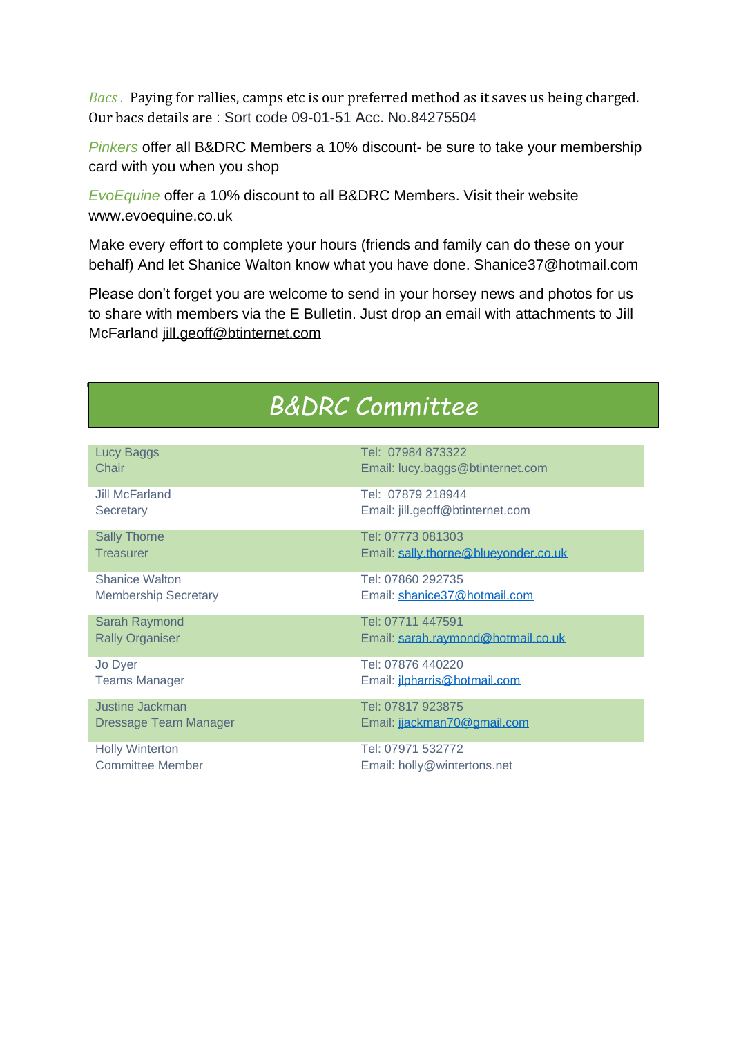*Bacs .* Paying for rallies, camps etc is our preferred method as it saves us being charged. Our bacs details are : Sort code 09-01-51 Acc. No.84275504

*Pinkers* offer all B&DRC Members a 10% discount- be sure to take your membership card with you when you shop

*EvoEquine* offer a 10% discount to all B&DRC Members. Visit their website www.evoequine.co.uk

Make every effort to complete your hours (friends and family can do these on your behalf) And let Shanice Walton know what you have done. Shanice37@hotmail.com

Please don't forget you are welcome to send in your horsey news and photos for us to share with members via the E Bulletin. Just drop an email with attachments to Jill McFarland jill.geoff@btinternet.com

## B&DRC Committee

| | |
|---|---|
| Lucy Baggs<br>Chair | Tel: 07984 873322<br>Email: lucy.baggs@btinternet.com |
| Jill McFarland<br>Secretary | Tel: 07879 218944<br>Email: jill.geoff@btinternet.com |
| Sally Thorne<br>Treasurer | Tel: 07773 081303<br>Email: sally.thorne@blueyonder.co.uk |
| Shanice Walton<br>Membership Secretary | Tel: 07860 292735<br>Email: shanice37@hotmail.com |
| Sarah Raymond<br>Rally Organiser | Tel: 07711 447591<br>Email: sarah.raymond@hotmail.co.uk |
| Jo Dyer<br>Teams Manager | Tel: 07876 440220<br>Email: jlpharris@hotmail.com |
| Justine Jackman<br>Dressage Team Manager | Tel: 07817 923875<br>Email: jjackman70@gmail.com |
| Holly Winterton<br>Committee Member | Tel: 07971 532772<br>Email: holly@wintertons.net |